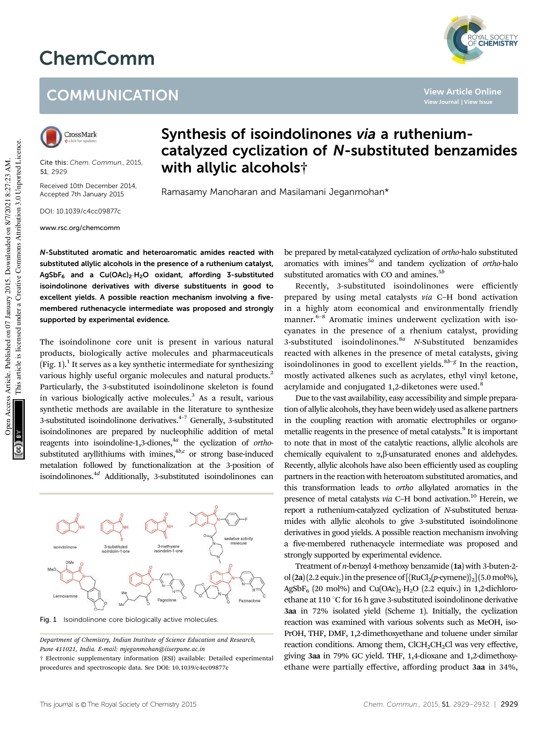# ChemComm

## COMMUNICATION

Cite this: *Chem. Commun.*, 2015, 51, 2929

Received 10th December 2014, Accepted 7th January 2015

DOI: 10.1039/c4cc09877c

www.rsc.org/chemcomm

# Synthesis of isoindolinones *via* a ruthenium-catalyzed cyclization of *N*-substituted benzamides with allylic alcohols†

Ramasamy Manoharan and Masilamani Jeganmohan*

***N*-Substituted aromatic and heteroaromatic amides reacted with substituted allylic alcohols in the presence of a ruthenium catalyst, $AgSbF_6$ and a $Cu(OAc)_2{\cdot}H_2O$ oxidant, affording 3-substituted isoindolinone derivatives with diverse substituents in good to excellent yields. A possible reaction mechanism involving a five-membered ruthenacycle intermediate was proposed and strongly supported by experimental evidence.**

The isoindolinone core unit is present in various natural products, biologically active molecules and pharmaceuticals (Fig. 1).[1] It serves as a key synthetic intermediate for synthesizing various highly useful organic molecules and natural products.[2] Particularly, the 3-substituted isoindolinone skeleton is found in various biologically active molecules.[3] As a result, various synthetic methods are available in the literature to synthesize 3-substituted isoindolinone derivatives.[4–7] Generally, 3-substituted isoindolinones are prepared by nucleophilic addition of metal reagents into isoindoline-1,3-diones,[4a] the cyclization of *ortho*-substituted aryllithiums with imines,[4b,c] or strong base-induced metalation followed by functionalization at the 3-position of isoindolinones.[4d] Additionally, 3-substituted isoindolinones can

Fig. 1 Isoindolinone core biologically active molecules.

be prepared by metal-catalyzed cyclization of *ortho*-halo substituted aromatics with imines[5a] and tandem cyclization of *ortho*-halo substituted aromatics with CO and amines.[5b]

Recently, 3-substituted isoindolinones were efficiently prepared by using metal catalysts *via* C–H bond activation in a highly atom economical and environmentally friendly manner.[6–8] Aromatic imines underwent cyclization with isocyanates in the presence of a rhenium catalyst, providing 3-substituted isoindolinones.[8a] *N*-Substituted benzamides reacted with alkenes in the presence of metal catalysts, giving isoindolinones in good to excellent yields.[8b–g] In the reaction, mostly activated alkenes such as acrylates, ethyl vinyl ketone, acrylamide and conjugated 1,2-diketones were used.[8]

Due to the vast availability, easy accessibility and simple preparation of allylic alcohols, they have been widely used as alkene partners in the coupling reaction with aromatic electrophiles or organometallic reagents in the presence of metal catalysts.[9] It is important to note that in most of the catalytic reactions, allylic alcohols are chemically equivalent to α,β-unsaturated enones and aldehydes. Recently, allylic alcohols have also been efficiently used as coupling partners in the reaction with heteroatom substituted aromatics, and this transformation leads to *ortho* alkylated aromatics in the presence of metal catalysts *via* C–H bond activation.[10] Herein, we report a ruthenium-catalyzed cyclization of *N*-substituted benzamides with allylic alcohols to give 3-substituted isoindolinone derivatives in good yields. A possible reaction mechanism involving a five-membered ruthenacycle intermediate was proposed and strongly supported by experimental evidence.

Treatment of *n*-benzyl 4-methoxy benzamide (**1a**) with 3-buten-2-ol (**2a**) (2.2 equiv.) in the presence of [{$RuCl_2$(*p*-cymene)}$_2$] (5.0 mol%), $AgSbF_6$ (20 mol%) and $Cu(OAc)_2{\cdot}H_2O$ (2.2 equiv.) in 1,2-dichloroethane at 110 °C for 16 h gave 3-substituted isoindolinone derivative **3aa** in 72% isolated yield (Scheme 1). Initially, the cyclization reaction was examined with various solvents such as MeOH, iso-PrOH, THF, DMF, 1,2-dimethoxyethane and toluene under similar reaction conditions. Among them, $ClCH_2CH_2Cl$ was very effective, giving **3aa** in 79% GC yield. THF, 1,4-dioxane and 1,2-dimethoxyethane were partially effective, affording product **3aa** in 34%,

Department of Chemistry, Indian Institute of Science Education and Research, Pune 411021, India. E-mail: mjeganmohan@iiserpune.ac.in

† Electronic supplementary information (ESI) available: Detailed experimental procedures and spectroscopic data. See DOI: 10.1039/c4cc09877c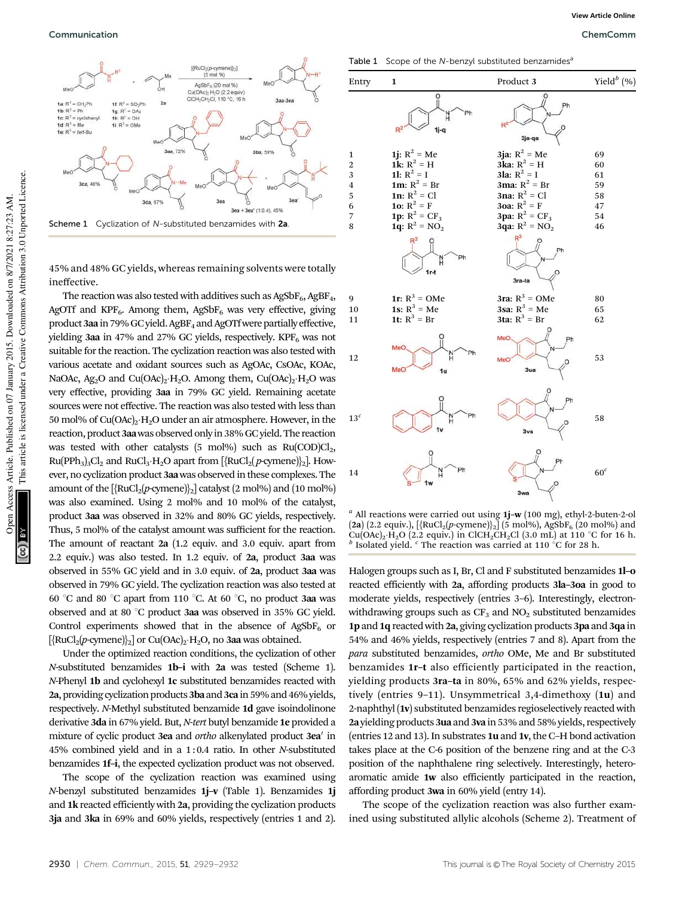Scheme 1 Cyclization of *N*-substituted benzamides with **2a**.

45% and 48% GC yields, whereas remaining solvents were totally ineffective.

The reaction was also tested with additives such as $AgSbF_6$, $AgBF_4$, AgOTf and $KPF_6$. Among them, $AgSbF_6$ was very effective, giving product **3aa** in 79% GC yield. $AgBF_4$ and AgOTf were partially effective, yielding **3aa** in 47% and 27% GC yields, respectively. $KPF_6$ was not suitable for the reaction. The cyclization reaction was also tested with various acetate and oxidant sources such as AgOAc, CsOAc, KOAc, NaOAc, $Ag_2O$ and $Cu(OAc)_2 \cdot H_2O$. Among them, $Cu(OAc)_2 \cdot H_2O$ was very effective, providing **3aa** in 79% GC yield. Remaining acetate sources were not effective. The reaction was also tested with less than 50 mol% of $Cu(OAc)_2 \cdot H_2O$ under an air atmosphere. However, in the reaction, product **3aa** was observed only in 38% GC yield. The reaction was tested with other catalysts (5 mol%) such as $Ru(COD)Cl_2$, $Ru(PPh_3)_3Cl_2$ and $RuCl_3 \cdot H_2O$ apart from $[\{RuCl_2(p\text{-cymene})\}_2]$. However, no cyclization product **3aa** was observed in these complexes. The amount of the $[\{RuCl_2(p\text{-cymene})\}_2]$ catalyst (2 mol%) and (10 mol%) was also examined. Using 2 mol% and 10 mol% of the catalyst, product **3aa** was observed in 32% and 80% GC yields, respectively. Thus, 5 mol% of the catalyst amount was sufficient for the reaction. The amount of reactant **2a** (1.2 equiv. and 3.0 equiv. apart from 2.2 equiv.) was also tested. In 1.2 equiv. of **2a**, product **3aa** was observed in 55% GC yield and in 3.0 equiv. of **2a**, product **3aa** was observed in 79% GC yield. The cyclization reaction was also tested at 60 °C and 80 °C apart from 110 °C. At 60 °C, no product **3aa** was observed and at 80 °C product **3aa** was observed in 35% GC yield. Control experiments showed that in the absence of $AgSbF_6$ or $[\{RuCl_2(p\text{-cymene})\}_2]$ or $Cu(OAc)_2 \cdot H_2O$, no **3aa** was obtained.

Under the optimized reaction conditions, the cyclization of other *N*-substituted benzamides **1b–i** with **2a** was tested (Scheme 1). *N*-Phenyl **1b** and cyclohexyl **1c** substituted benzamides reacted with **2a**, providing cyclization products **3ba** and **3ca** in 59% and 46% yields, respectively. *N*-Methyl substituted benzamide **1d** gave isoindolinone derivative **3da** in 67% yield. But, *N*-*tert* butyl benzamide **1e** provided a mixture of cyclic product **3ea** and *ortho* alkenylated product **3ea′** in 45% combined yield and in a 1 : 0.4 ratio. In other *N*-substituted benzamides **1f–i**, the expected cyclization product was not observed.

The scope of the cyclization reaction was examined using *N*-benzyl substituted benzamides **1j–v** (Table 1). Benzamides **1j** and **1k** reacted efficiently with **2a**, providing the cyclization products **3ja** and **3ka** in 69% and 60% yields, respectively (entries 1 and 2).

Table 1 Scope of the *N*-benzyl substituted benzamides[a]

| Entry | 1 | Product 3 | Yield[b] (%) |
|---|---|---|---|
| 1 | **1j**: $R^2$ = Me | **3ja**: $R^2$ = Me | 69 |
| 2 | **1k**: $R^2$ = H | **3ka**: $R^2$ = H | 60 |
| 3 | **1l**: $R^2$ = I | **3la**: $R^2$ = I | 61 |
| 4 | **1m**: $R^2$ = Br | **3ma**: $R^2$ = Br | 59 |
| 5 | **1n**: $R^2$ = Cl | **3na**: $R^2$ = Cl | 58 |
| 6 | **1o**: $R^2$ = F | **3oa**: $R^2$ = F | 47 |
| 7 | **1p**: $R^2$ = $CF_3$ | **3pa**: $R^2$ = $CF_3$ | 54 |
| 8 | **1q**: $R^2$ = $NO_2$ | **3qa**: $R^2$ = $NO_2$ | 46 |
| 9 | **1r**: $R^3$ = OMe | **3ra**: $R^3$ = OMe | 80 |
| 10 | **1s**: $R^3$ = Me | **3sa**: $R^3$ = Me | 65 |
| 11 | **1t**: $R^3$ = Br | **3ta**: $R^3$ = Br | 62 |
| 12 | **1u** | **3ua** | 53 |
| 13[c] | **1v** | **3va** | 58 |
| 14 | **1w** | **3wa** | 60[c] |

[a] All reactions were carried out using **1j–w** (100 mg), ethyl-2-buten-2-ol (**2a**) (2.2 equiv.), $[\{RuCl_2(p\text{-cymene})\}_2]$ (5 mol%), $AgSbF_6$ (20 mol%) and $Cu(OAc)_2 \cdot H_2O$ (2.2 equiv.) in $ClCH_2CH_2Cl$ (3.0 mL) at 110 °C for 16 h. [b] Isolated yield. [c] The reaction was carried at 110 °C for 28 h.

Halogen groups such as I, Br, Cl and F substituted benzamides **1l–o** reacted efficiently with **2a**, affording products **3la–3oa** in good to moderate yields, respectively (entries 3–6). Interestingly, electron-withdrawing groups such as $CF_3$ and $NO_2$ substituted benzamides **1p** and **1q** reacted with **2a**, giving cyclization products **3pa** and **3qa** in 54% and 46% yields, respectively (entries 7 and 8). Apart from the *para* substituted benzamides, *ortho* OMe, Me and Br substituted benzamides **1r–t** also efficiently participated in the reaction, yielding products **3ra–ta** in 80%, 65% and 62% yields, respectively (entries 9–11). Unsymmetrical 3,4-dimethoxy (**1u**) and 2-naphthyl (**1v**) substituted benzamides regioselectively reacted with **2a** yielding products **3ua** and **3va** in 53% and 58% yields, respectively (entries 12 and 13). In substrates **1u** and **1v**, the C–H bond activation takes place at the C-6 position of the benzene ring and at the C-3 position of the naphthalene ring selectively. Interestingly, heteroaromatic amide **1w** also efficiently participated in the reaction, affording product **3wa** in 60% yield (entry 14).

The scope of the cyclization reaction was also further examined using substituted allylic alcohols (Scheme 2). Treatment of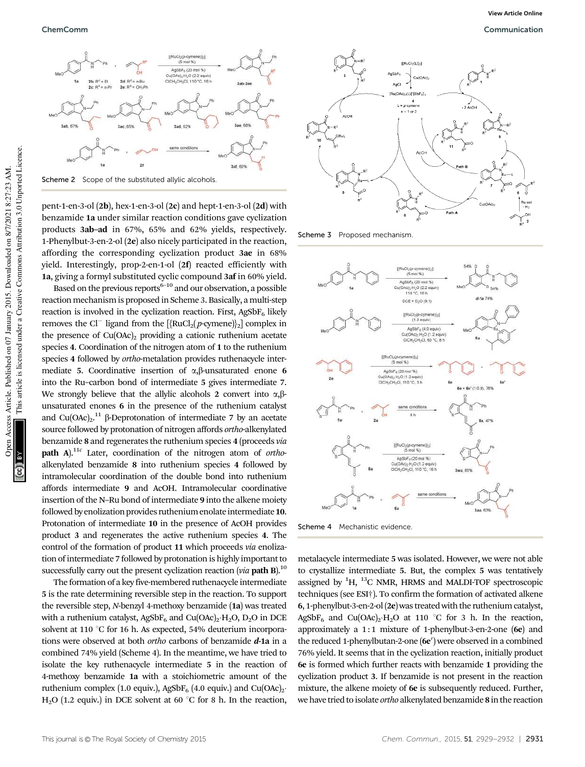Scheme 2 Scope of the substituted allylic alcohols.

pent-1-en-3-ol (**2b**), hex-1-en-3-ol (**2c**) and hept-1-en-3-ol (**2d**) with benzamide **1a** under similar reaction conditions gave cyclization products **3ab–ad** in 67%, 65% and 62% yields, respectively. 1-Phenylbut-3-en-2-ol (**2e**) also nicely participated in the reaction, affording the corresponding cyclization product **3ae** in 68% yield. Interestingly, prop-2-en-1-ol (**2f**) reacted efficiently with **1a**, giving a formyl substituted cyclic compound **3af** in 60% yield.

Based on the previous reports[6–10] and our observation, a possible reaction mechanism is proposed in Scheme 3. Basically, a multi-step reaction is involved in the cyclization reaction. First, $AgSbF_6$ likely removes the $Cl^-$ ligand from the $[\{RuCl_2(p\text{-cymene})\}_2]$ complex in the presence of $Cu(OAc)_2$ providing a cationic ruthenium acetate species **4**. Coordination of the nitrogen atom of **1** to the ruthenium species **4** followed by *ortho*-metalation provides ruthenacycle intermediate **5**. Coordinative insertion of α,β-unsaturated enone **6** into the Ru–carbon bond of intermediate **5** gives intermediate **7**. We strongly believe that the allylic alcohols **2** convert into α,β-unsaturated enones **6** in the presence of the ruthenium catalyst and $Cu(OAc)_2$.[11] β-Deprotonation of intermediate **7** by an acetate source followed by protonation of nitrogen affords *ortho*-alkenylated benzamide **8** and regenerates the ruthenium species **4** (proceeds *via* **path A**).[11c] Later, coordination of the nitrogen atom of *ortho*-alkenylated benzamide **8** into ruthenium species **4** followed by intramolecular coordination of the double bond into ruthenium affords intermediate **9** and AcOH. Intramolecular coordinative insertion of the N–Ru bond of intermediate **9** into the alkene moiety followed by enolization provides ruthenium enolate intermediate **10**. Protonation of intermediate **10** in the presence of AcOH provides product **3** and regenerates the active ruthenium species **4**. The control of the formation of product **11** which proceeds *via* enolization of intermediate **7** followed by protonation is highly important to successfully carry out the present cyclization reaction (*via* **path B**).[10]

The formation of a key five-membered ruthenacycle intermediate **5** is the rate determining reversible step in the reaction. To support the reversible step, *N*-benzyl 4-methoxy benzamide (**1a**) was treated with a ruthenium catalyst, $AgSbF_6$ and $Cu(OAc)_2\cdot H_2O$, $D_2O$ in DCE solvent at 110 °C for 16 h. As expected, 54% deuterium incorporations were observed at both *ortho* carbons of benzamide ***d*-1a** in a combined 74% yield (Scheme 4). In the meantime, we have tried to isolate the key ruthenacycle intermediate **5** in the reaction of 4-methoxy benzamide **1a** with a stoichiometric amount of the ruthenium complex (1.0 equiv.), $AgSbF_6$ (4.0 equiv.) and $Cu(OAc)_2\cdot H_2O$ (1.2 equiv.) in DCE solvent at 60 °C for 8 h. In the reaction, metalacycle intermediate **5** was isolated. However, we were not able to crystallize intermediate **5**. But, the complex **5** was tentatively assigned by $^1H$, $^{13}C$ NMR, HRMS and MALDI-TOF spectroscopic techniques (see ESI†). To confirm the formation of activated alkene **6**, 1-phenylbut-3-en-2-ol (**2e**) was treated with the ruthenium catalyst, $AgSbF_6$ and $Cu(OAc)_2\cdot H_2O$ at 110 °C for 3 h. In the reaction, approximately a 1 : 1 mixture of 1-phenylbut-3-en-2-one (**6e**) and the reduced 1-phenylbutan-2-one (**6e′**) were observed in a combined 76% yield. It seems that in the cyclization reaction, initially product **6e** is formed which further reacts with benzamide **1** providing the cyclization product **3**. If benzamide is not present in the reaction mixture, the alkene moiety of **6e** is subsequently reduced. Further, we have tried to isolate *ortho* alkenylated benzamide **8** in the reaction

Scheme 3 Proposed mechanism.

Scheme 4 Mechanistic evidence.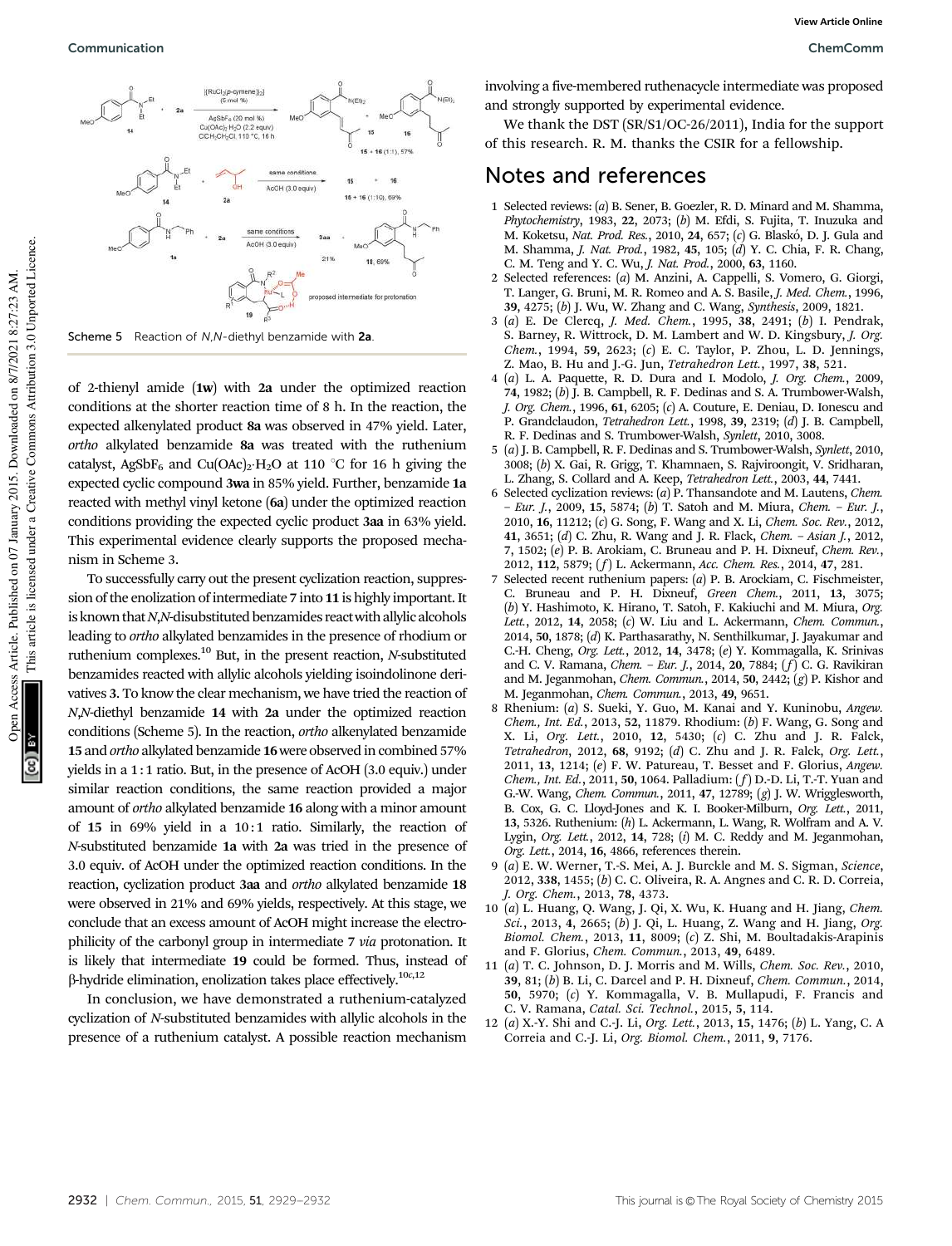Scheme 5 Reaction of *N*,*N*-diethyl benzamide with **2a**.

of 2-thienyl amide (**1w**) with **2a** under the optimized reaction conditions at the shorter reaction time of 8 h. In the reaction, the expected alkenylated product **8a** was observed in 47% yield. Later, *ortho* alkylated benzamide **8a** was treated with the ruthenium catalyst, $AgSbF_6$ and $Cu(OAc)_2{\cdot}H_2O$ at 110 °C for 16 h giving the expected cyclic compound **3wa** in 85% yield. Further, benzamide **1a** reacted with methyl vinyl ketone (**6a**) under the optimized reaction conditions providing the expected cyclic product **3aa** in 63% yield. This experimental evidence clearly supports the proposed mechanism in Scheme 3.

To successfully carry out the present cyclization reaction, suppression of the enolization of intermediate **7** into **11** is highly important. It is known that *N*,*N*-disubstituted benzamides react with allylic alcohols leading to *ortho* alkylated benzamides in the presence of rhodium or ruthenium complexes.[10] But, in the present reaction, *N*-substituted benzamides reacted with allylic alcohols yielding isoindolinone derivatives **3**. To know the clear mechanism, we have tried the reaction of *N*,*N*-diethyl benzamide **14** with **2a** under the optimized reaction conditions (Scheme 5). In the reaction, *ortho* alkenylated benzamide **15** and *ortho* alkylated benzamide **16** were observed in combined 57% yields in a 1 : 1 ratio. But, in the presence of AcOH (3.0 equiv.) under similar reaction conditions, the same reaction provided a major amount of *ortho* alkylated benzamide **16** along with a minor amount of **15** in 69% yield in a 10 : 1 ratio. Similarly, the reaction of *N*-substituted benzamide **1a** with **2a** was tried in the presence of 3.0 equiv. of AcOH under the optimized reaction conditions. In the reaction, cyclization product **3aa** and *ortho* alkylated benzamide **18** were observed in 21% and 69% yields, respectively. At this stage, we conclude that an excess amount of AcOH might increase the electrophilicity of the carbonyl group in intermediate **7** *via* protonation. It is likely that intermediate **19** could be formed. Thus, instead of β-hydride elimination, enolization takes place effectively.[10c,12]

In conclusion, we have demonstrated a ruthenium-catalyzed cyclization of *N*-substituted benzamides with allylic alcohols in the presence of a ruthenium catalyst. A possible reaction mechanism involving a five-membered ruthenacycle intermediate was proposed and strongly supported by experimental evidence.

We thank the DST (SR/S1/OC-26/2011), India for the support of this research. R. M. thanks the CSIR for a fellowship.

## Notes and references

1. Selected reviews: (*a*) B. Sener, F. Goezler, R. D. Minard and M. Shamma, *Phytochemistry*, 1983, **22**, 2073; (*b*) M. Efdi, S. Fujita, T. Inuzuka and M. Koketsu, *Nat. Prod. Res.*, 2010, **24**, 657; (*c*) G. Blaskó, D. J. Gula and M. Shamma, *J. Nat. Prod.*, 1982, **45**, 105; (*d*) Y. C. Chia, F. R. Chang, C. M. Teng and Y. C. Wu, *J. Nat. Prod.*, 2000, **63**, 1160.
2. Selected references: (*a*) M. Anzini, A. Cappelli, S. Vomero, G. Giorgi, T. Langer, G. Bruni, M. R. Romeo and A. S. Basile, *J. Med. Chem.*, 1996, **39**, 4275; (*b*) J. Wu, W. Zhang and C. Wang, *Synthesis*, 2009, 1821.
3. (*a*) E. De Clercq, *J. Med. Chem.*, 1995, **38**, 2491; (*b*) I. Pendrak, S. Barney, R. Wittrock, D. M. Lambert and W. D. Kingsbury, *J. Org. Chem.*, 1994, **59**, 2623; (*c*) E. C. Taylor, P. Zhou, L. D. Jennings, Z. Mao, B. Hu and J.-G. Jun, *Tetrahedron Lett.*, 1997, **38**, 521.
4. (*a*) L. A. Paquette, R. D. Dura and I. Modolo, *J. Org. Chem.*, 2009, **74**, 1982; (*b*) J. B. Campbell, R. F. Dedinas and S. A. Trumbower-Walsh, *J. Org. Chem.*, 1996, **61**, 6205; (*c*) A. Couture, E. Deniau, D. Ionescu and P. Grandclaudon, *Tetrahedron Lett.*, 1998, **39**, 2319; (*d*) J. B. Campbell, R. F. Dedinas and S. Trumbower-Walsh, *Synlett*, 2010, 3008.
5. (*a*) J. B. Campbell, R. F. Dedinas and S. Trumbower-Walsh, *Synlett*, 2010, 3008; (*b*) X. Gai, R. Grigg, T. Khamnaen, S. Rajviroongit, V. Sridharan, L. Zhang, S. Collard and A. Keep, *Tetrahedron Lett.*, 2003, **44**, 7441.
6. Selected cyclization reviews: (*a*) P. Thansandote and M. Lautens, *Chem. – Eur. J.*, 2009, **15**, 5874; (*b*) T. Satoh and M. Miura, *Chem. – Eur. J.*, 2010, **16**, 11212; (*c*) G. Song, F. Wang and X. Li, *Chem. Soc. Rev.*, 2012, **41**, 3651; (*d*) C. Zhu, R. Wang and J. R. Flack, *Chem. – Asian J.*, 2012, **7**, 1502; (*e*) P. B. Arokiam, C. Bruneau and P. H. Dixneuf, *Chem. Rev.*, 2012, **112**, 5879; (*f*) L. Ackermann, *Acc. Chem. Res.*, 2014, **47**, 281.
7. Selected recent ruthenium papers: (*a*) P. B. Arockiam, C. Fischmeister, C. Bruneau and P. H. Dixneuf, *Green Chem.*, 2011, **13**, 3075; (*b*) Y. Hashimoto, K. Hirano, T. Satoh, F. Kakiuchi and M. Miura, *Org. Lett.*, 2012, **14**, 2058; (*c*) W. Liu and L. Ackermann, *Chem. Commun.*, 2014, **50**, 1878; (*d*) K. Parthasarathy, N. Senthilkumar, J. Jayakumar and C.-H. Cheng, *Org. Lett.*, 2012, **14**, 3478; (*e*) Y. Kommagalla, K. Srinivas and C. V. Ramana, *Chem. – Eur. J.*, 2014, **20**, 7884; (*f*) C. G. Ravikiran and M. Jeganmohan, *Chem. Commun.*, 2014, **50**, 2442; (*g*) P. Kishor and M. Jeganmohan, *Chem. Commun.*, 2013, **49**, 9651.
8. Rhenium: (*a*) S. Sueki, Y. Guo, M. Kanai and Y. Kuninobu, *Angew. Chem., Int. Ed.*, 2013, **52**, 11879. Rhodium: (*b*) F. Wang, G. Song and X. Li, *Org. Lett.*, 2010, **12**, 5430; (*c*) C. Zhu and J. R. Falck, *Tetrahedron*, 2012, **68**, 9192; (*d*) C. Zhu and J. R. Falck, *Org. Lett.*, 2011, **13**, 1214; (*e*) F. W. Patureau, T. Besset and F. Glorius, *Angew. Chem., Int. Ed.*, 2011, **50**, 1064. Palladium: (*f*) D.-D. Li, T.-T. Yuan and G.-W. Wang, *Chem. Commun.*, 2011, **47**, 12789; (*g*) J. W. Wrigglesworth, B. Cox, G. C. Lloyd-Jones and K. I. Booker-Milburn, *Org. Lett.*, 2011, **13**, 5326. Ruthenium: (*h*) L. Ackermann, L. Wang, R. Wolfram and A. V. Lygin, *Org. Lett.*, 2012, **14**, 728; (*i*) M. C. Reddy and M. Jeganmohan, *Org. Lett.*, 2014, **16**, 4866, references therein.
9. (*a*) E. W. Werner, T.-S. Mei, A. J. Burckle and M. S. Sigman, *Science*, 2012, **338**, 1455; (*b*) C. C. Oliveira, R. A. Angnes and C. R. D. Correia, *J. Org. Chem.*, 2013, **78**, 4373.
10. (*a*) L. Huang, Q. Wang, J. Qi, X. Wu, K. Huang and H. Jiang, *Chem. Sci.*, 2013, **4**, 2665; (*b*) J. Qi, L. Huang, Z. Wang and H. Jiang, *Org. Biomol. Chem.*, 2013, **11**, 8009; (*c*) Z. Shi, M. Boultadakis-Arapinis and F. Glorius, *Chem. Commun.*, 2013, **49**, 6489.
11. (*a*) T. C. Johnson, D. J. Morris and M. Wills, *Chem. Soc. Rev.*, 2010, **39**, 81; (*b*) B. Li, C. Darcel and P. H. Dixneuf, *Chem. Commun.*, 2014, **50**, 5970; (*c*) Y. Kommagalla, V. B. Mullapudi, F. Francis and C. V. Ramana, *Catal. Sci. Technol.*, 2015, **5**, 114.
12. (*a*) X.-Y. Shi and C.-J. Li, *Org. Lett.*, 2013, **15**, 1476; (*b*) L. Yang, C. A Correia and C.-J. Li, *Org. Biomol. Chem.*, 2011, **9**, 7176.